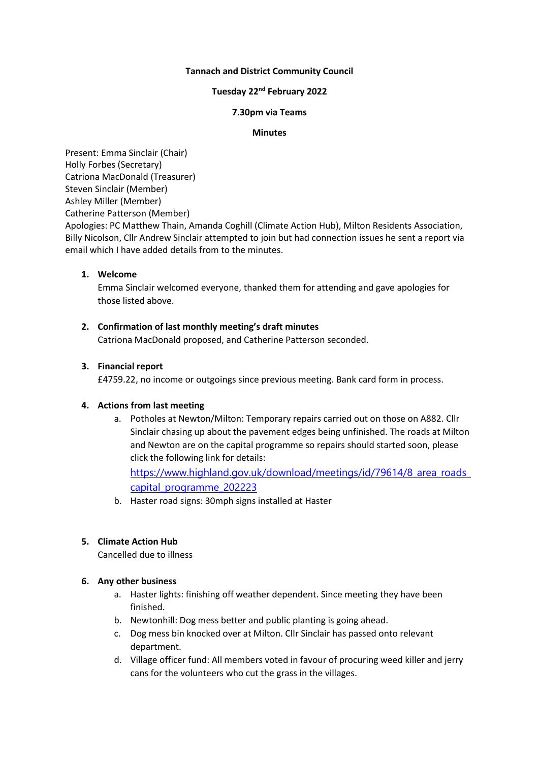**Tannach and District Community Council**

**Tuesday 22nd February 2022**

**7.30pm via Teams**

**Minutes**

Present: Emma Sinclair (Chair)
Holly Forbes (Secretary)
Catriona MacDonald (Treasurer)
Steven Sinclair (Member)
Ashley Miller (Member)
Catherine Patterson (Member)
Apologies: PC Matthew Thain, Amanda Coghill (Climate Action Hub), Milton Residents Association, Billy Nicolson, Cllr Andrew Sinclair attempted to join but had connection issues he sent a report via email which I have added details from to the minutes.

1. **Welcome**
   Emma Sinclair welcomed everyone, thanked them for attending and gave apologies for those listed above.

2. **Confirmation of last monthly meeting's draft minutes**
   Catriona MacDonald proposed, and Catherine Patterson seconded.

3. **Financial report**
   £4759.22, no income or outgoings since previous meeting. Bank card form in process.

4. **Actions from last meeting**
   a. Potholes at Newton/Milton: Temporary repairs carried out on those on A882. Cllr Sinclair chasing up about the pavement edges being unfinished. The roads at Milton and Newton are on the capital programme so repairs should started soon, please click the following link for details: [https://www.highland.gov.uk/download/meetings/id/79614/8_area_roads_capital_programme_202223](https://www.highland.gov.uk/download/meetings/id/79614/8_area_roads_capital_programme_202223)
   b. Haster road signs: 30mph signs installed at Haster

5. **Climate Action Hub**
   Cancelled due to illness

6. **Any other business**
   a. Haster lights: finishing off weather dependent. Since meeting they have been finished.
   b. Newtonhill: Dog mess better and public planting is going ahead.
   c. Dog mess bin knocked over at Milton. Cllr Sinclair has passed onto relevant department.
   d. Village officer fund: All members voted in favour of procuring weed killer and jerry cans for the volunteers who cut the grass in the villages.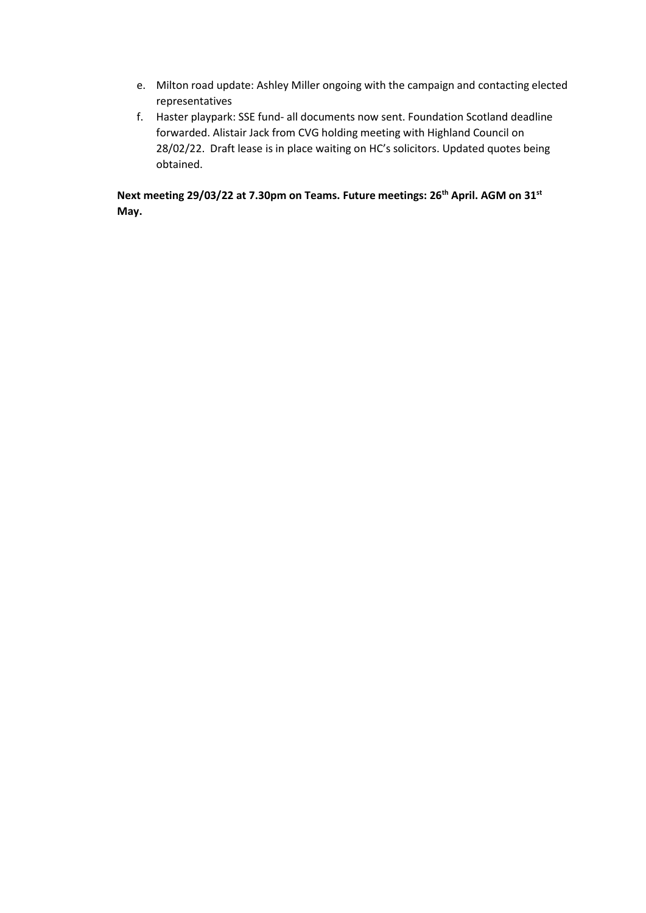e. Milton road update: Ashley Miller ongoing with the campaign and contacting elected representatives
f. Haster playpark: SSE fund- all documents now sent. Foundation Scotland deadline forwarded. Alistair Jack from CVG holding meeting with Highland Council on 28/02/22. Draft lease is in place waiting on HC's solicitors. Updated quotes being obtained.

**Next meeting 29/03/22 at 7.30pm on Teams. Future meetings: 26th April. AGM on 31st May.**